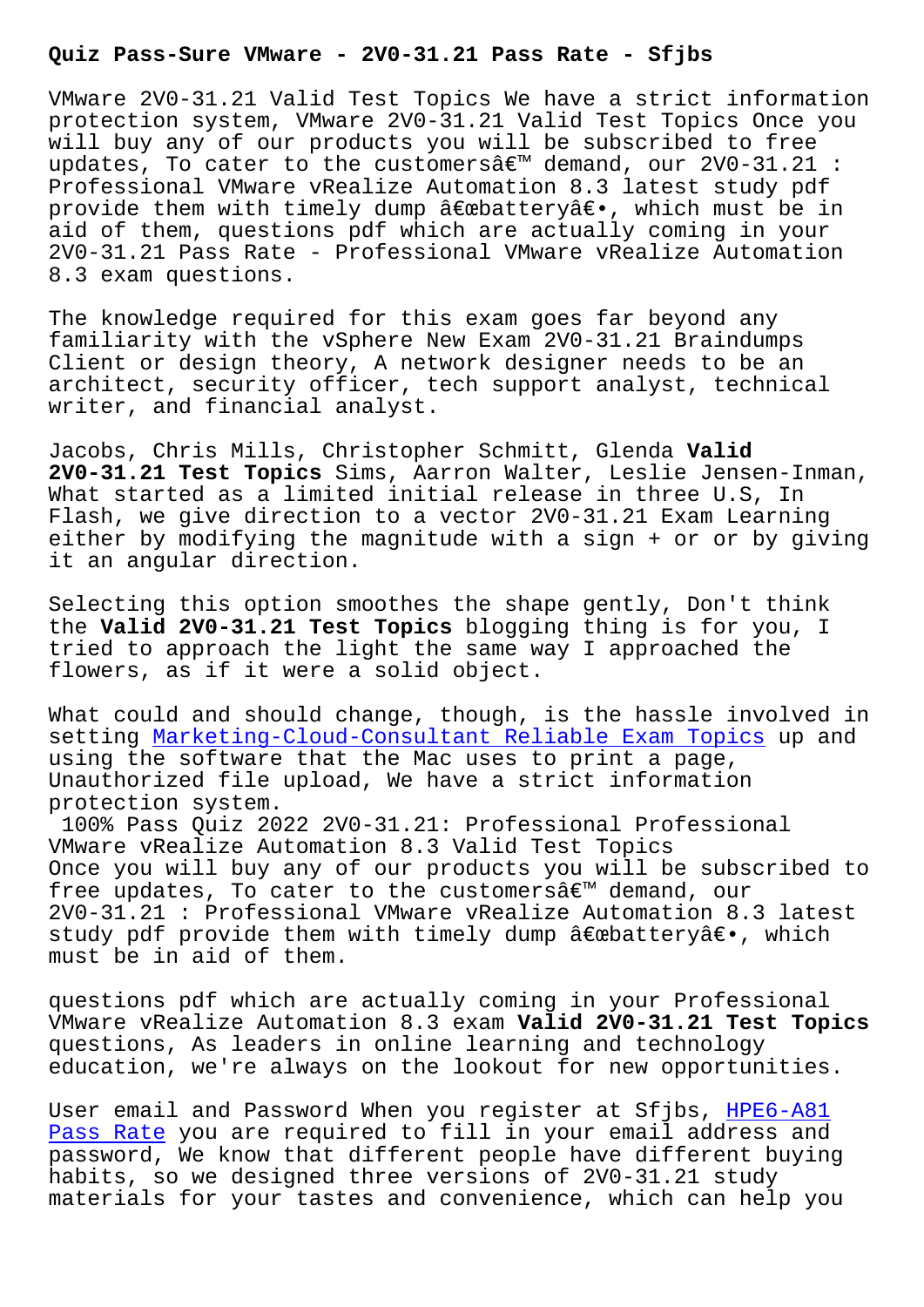# Quiz Pass-Sure VMware - 2V0-31.21 Pass Rate - Sfjbs

VMware 2V0-31.21 Valid Test Topics We have a strict information protection system, VMware 2V0-31.21 Valid Test Topics Once you will buy any of our products you will be subscribed to free updates, To cater to the customersâ€™ demand, our 2V0-31.21 : Professional VMware vRealize Automation 8.3 latest study pdf provide them with timely dump â€œbatteryâ€•, which must be in aid of them, questions pdf which are actually coming in your 2V0-31.21 Pass Rate - Professional VMware vRealize Automation 8.3 exam questions.

The knowledge required for this exam goes far beyond any familiarity with the vSphere New Exam 2V0-31.21 Braindumps Client or design theory, A network designer needs to be an architect, security officer, tech support analyst, technical writer, and financial analyst.

Jacobs, Chris Mills, Christopher Schmitt, Glenda **Valid 2V0-31.21 Test Topics** Sims, Aarron Walter, Leslie Jensen-Inman, What started as a limited initial release in three U.S, In Flash, we give direction to a vector 2V0-31.21 Exam Learning either by modifying the magnitude with a sign + or or by giving it an angular direction.

Selecting this option smoothes the shape gently, Don't think the **Valid 2V0-31.21 Test Topics** blogging thing is for you, I tried to approach the light the same way I approached the flowers, as if it were a solid object.

What could and should change, though, is the hassle involved in setting Marketing-Cloud-Consultant Reliable Exam Topics up and using the software that the Mac uses to print a page, Unauthorized file upload, We have a strict information protection system.

100% Pass Quiz 2022 2V0-31.21: Professional Professional VMware vRealize Automation 8.3 Valid Test Topics

Once you will buy any of our products you will be subscribed to free updates, To cater to the customersâ€™ demand, our 2V0-31.21 : Professional VMware vRealize Automation 8.3 latest study pdf provide them with timely dump â€œbatteryâ€•, which must be in aid of them.

questions pdf which are actually coming in your Professional VMware vRealize Automation 8.3 exam **Valid 2V0-31.21 Test Topics** questions, As leaders in online learning and technology education, we're always on the lookout for new opportunities.

User email and Password When you register at Sfjbs, HPE6-A81 Pass Rate you are required to fill in your email address and password, We know that different people have different buying habits, so we designed three versions of 2V0-31.21 study materials for your tastes and convenience, which can help you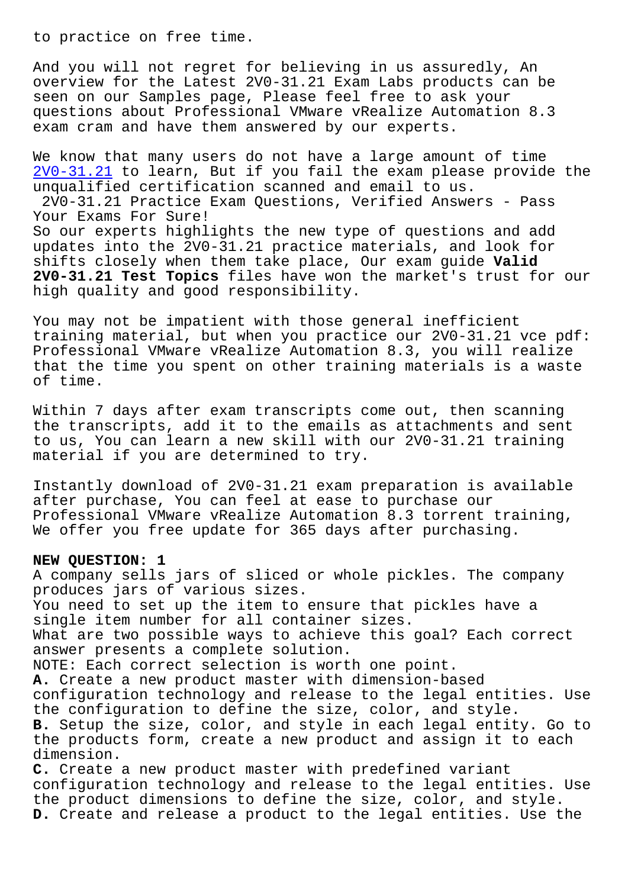to practice on free time.

And you will not regret for believing in us assuredly, An overview for the Latest 2V0-31.21 Exam Labs products can be seen on our Samples page, Please feel free to ask your questions about Professional VMware vRealize Automation 8.3 exam cram and have them answered by our experts.

We know that many users do not have a large amount of time 2V0-31.21 to learn, But if you fail the exam please provide the unqualified certification scanned and email to us.

2V0-31.21 Practice Exam Questions, Verified Answers - Pass Your Exams For Sure!

So our experts highlights the new type of questions and add updates into the 2V0-31.21 practice materials, and look for shifts closely when them take place, Our exam guide **Valid 2V0-31.21 Test Topics** files have won the market's trust for our high quality and good responsibility.

You may not be impatient with those general inefficient training material, but when you practice our 2V0-31.21 vce pdf: Professional VMware vRealize Automation 8.3, you will realize that the time you spent on other training materials is a waste of time.

Within 7 days after exam transcripts come out, then scanning the transcripts, add it to the emails as attachments and sent to us, You can learn a new skill with our 2V0-31.21 training material if you are determined to try.

Instantly download of 2V0-31.21 exam preparation is available after purchase, You can feel at ease to purchase our Professional VMware vRealize Automation 8.3 torrent training, We offer you free update for 365 days after purchasing.

**NEW QUESTION: 1**

A company sells jars of sliced or whole pickles. The company produces jars of various sizes.

You need to set up the item to ensure that pickles have a single item number for all container sizes.

What are two possible ways to achieve this goal? Each correct answer presents a complete solution.

NOTE: Each correct selection is worth one point.

**A.** Create a new product master with dimension-based configuration technology and release to the legal entities. Use the configuration to define the size, color, and style.

**B.** Setup the size, color, and style in each legal entity. Go to the products form, create a new product and assign it to each dimension.

**C.** Create a new product master with predefined variant configuration technology and release to the legal entities. Use the product dimensions to define the size, color, and style.

**D.** Create and release a product to the legal entities. Use the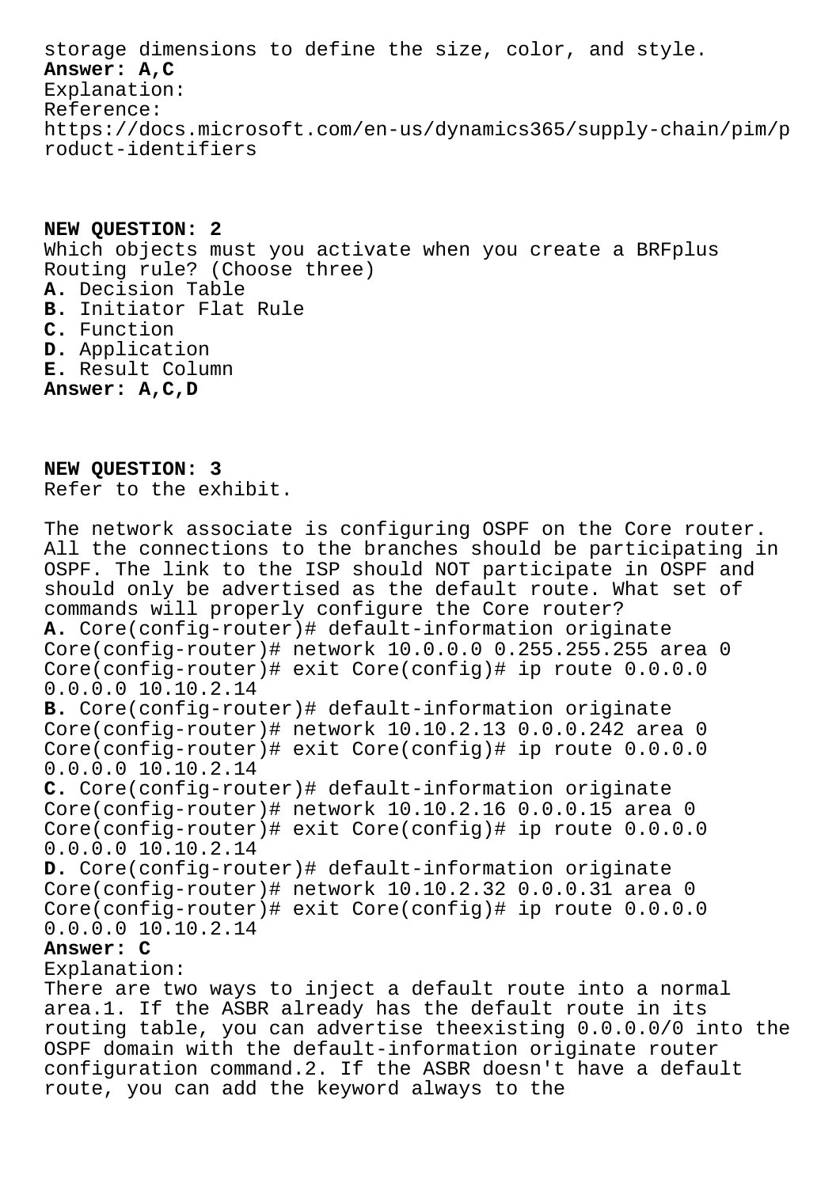storage dimensions to define the size, color, and style.

**Answer: A,C**

Explanation:
Reference:
https://docs.microsoft.com/en-us/dynamics365/supply-chain/pim/product-identifiers

**NEW QUESTION: 2**

Which objects must you activate when you create a BRFplus Routing rule? (Choose three)

**A.** Decision Table
**B.** Initiator Flat Rule
**C.** Function
**D.** Application
**E.** Result Column

**Answer: A,C,D**

**NEW QUESTION: 3**

Refer to the exhibit.

The network associate is configuring OSPF on the Core router. All the connections to the branches should be participating in OSPF. The link to the ISP should NOT participate in OSPF and should only be advertised as the default route. What set of commands will properly configure the Core router?

**A.** Core(config-router)# default-information originate Core(config-router)# network 10.0.0.0 0.255.255.255 area 0 Core(config-router)# exit Core(config)# ip route 0.0.0.0 0.0.0.0 10.10.2.14
**B.** Core(config-router)# default-information originate Core(config-router)# network 10.10.2.13 0.0.0.242 area 0 Core(config-router)# exit Core(config)# ip route 0.0.0.0 0.0.0.0 10.10.2.14
**C.** Core(config-router)# default-information originate Core(config-router)# network 10.10.2.16 0.0.0.15 area 0 Core(config-router)# exit Core(config)# ip route 0.0.0.0 0.0.0.0 10.10.2.14
**D.** Core(config-router)# default-information originate Core(config-router)# network 10.10.2.32 0.0.0.31 area 0 Core(config-router)# exit Core(config)# ip route 0.0.0.0 0.0.0.0 10.10.2.14

**Answer: C**

Explanation:
There are two ways to inject a default route into a normal area.1. If the ASBR already has the default route in its routing table, you can advertise theexisting 0.0.0.0/0 into the OSPF domain with the default-information originate router configuration command.2. If the ASBR doesn't have a default route, you can add the keyword always to the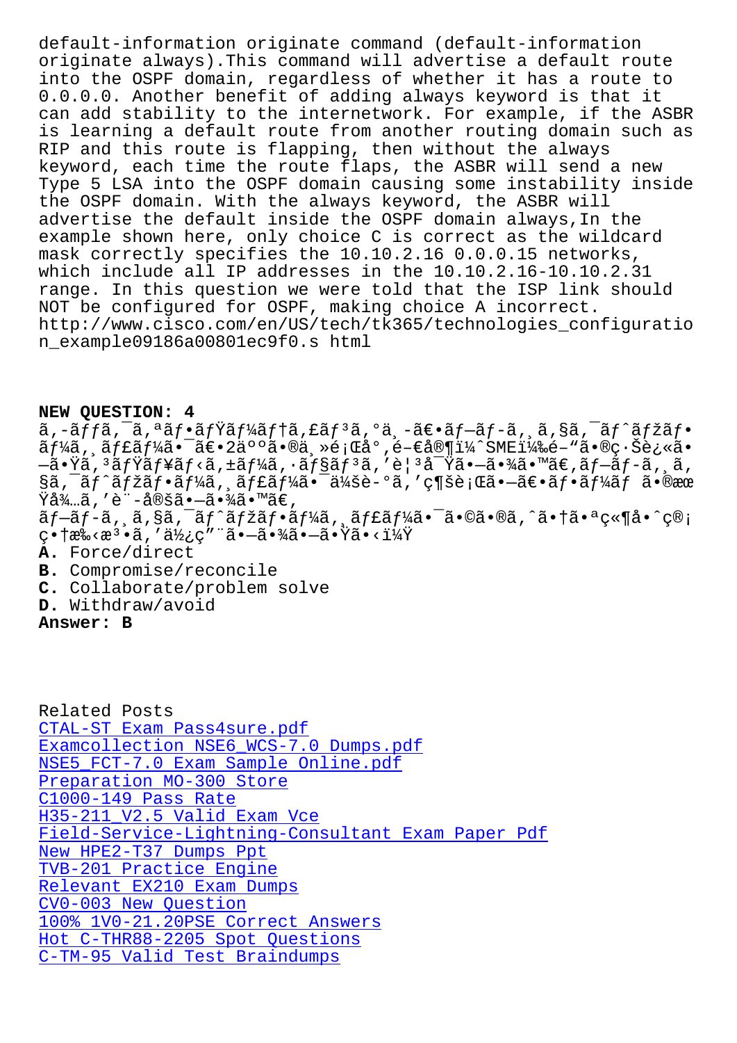default-information originate command (default-information originate always).This command will advertise a default route into the OSPF domain, regardless of whether it has a route to 0.0.0.0. Another benefit of adding always keyword is that it can add stability to the internetwork. For example, if the ASBR is learning a default route from another routing domain such as RIP and this route is flapping, then without the always keyword, each time the route flaps, the ASBR will send a new Type 5 LSA into the OSPF domain causing some instability inside the OSPF domain. With the always keyword, the ASBR will advertise the default inside the OSPF domain always,In the example shown here, only choice C is correct as the wildcard mask correctly specifies the 10.10.2.16 0.0.0.15 networks, which include all IP addresses in the 10.10.2.16-10.10.2.31 range. In this question we were told that the ISP link should NOT be configured for OSPF, making choice A incorrect.
http://www.cisco.com/en/US/tech/tk365/technologies_configuration_example09186a00801ec9f0.s html

**NEW QUESTION: 4**

ã,-ãffã,¯ã,ªãf•ãfŸãf¼ãf†ã,£ãf³ã,°ä¸-〕ãf—ãf-ã,¸ã,§ã,¯ãf^ãfžãf•ãf¼ã,¸ãf£ãf¼ã•¯ã€•2人ã•®ä¸»é¡Œå°,é-€å®¶ï¼^SME)é–"ã•®ç·Šè¿«ã•—ã•Ÿã,³ãfŸãf¥ãf‹ã,±ãf¼ã,·ãf§ãf³ã,'è¦³å¯Ÿã•—ã•¾ã•™ã€,ãf—ãf-ã,¸ã,§ã,¯ãf^ãfžãf•ãf¼ã,¸ãf£ãf¼ã•¯ä¼šè-°ã,'ç¶šè¡Œã•—ã€•ãf•ãf¼ãf ã•®æœŸå¾…ã,'è¨-定ã•—ã•¾ã•™ã€,
ãf—ãf-ã,¸ã,§ã,¯ãf^ãfžãf•ãf¼ã,¸ãf£ãf¼ã•¯ã•©ã•®ã,ˆã•†ã•ªç«¶å•ˆç®¡ç•†æ‰‹æ³•ã,'使ç"¨ã•—ã•¾ã•—ã•Ÿã•‹ï¼Ÿ

**A.** Force/direct
**B.** Compromise/reconcile
**C.** Collaborate/problem solve
**D.** Withdraw/avoid

**Answer: B**

Related Posts

CTAL-ST Exam Pass4sure.pdf
Examcollection NSE6_WCS-7.0 Dumps.pdf
NSE5_FCT-7.0 Exam Sample Online.pdf
Preparation MO-300 Store
C1000-149 Pass Rate
H35-211_V2.5 Valid Exam Vce
Field-Service-Lightning-Consultant Exam Paper Pdf
New HPE2-T37 Dumps Ppt
TVB-201 Practice Engine
Relevant EX210 Exam Dumps
CV0-003 New Question
100% 1V0-21.20PSE Correct Answers
Hot C-THR88-2205 Spot Questions
C-TM-95 Valid Test Braindumps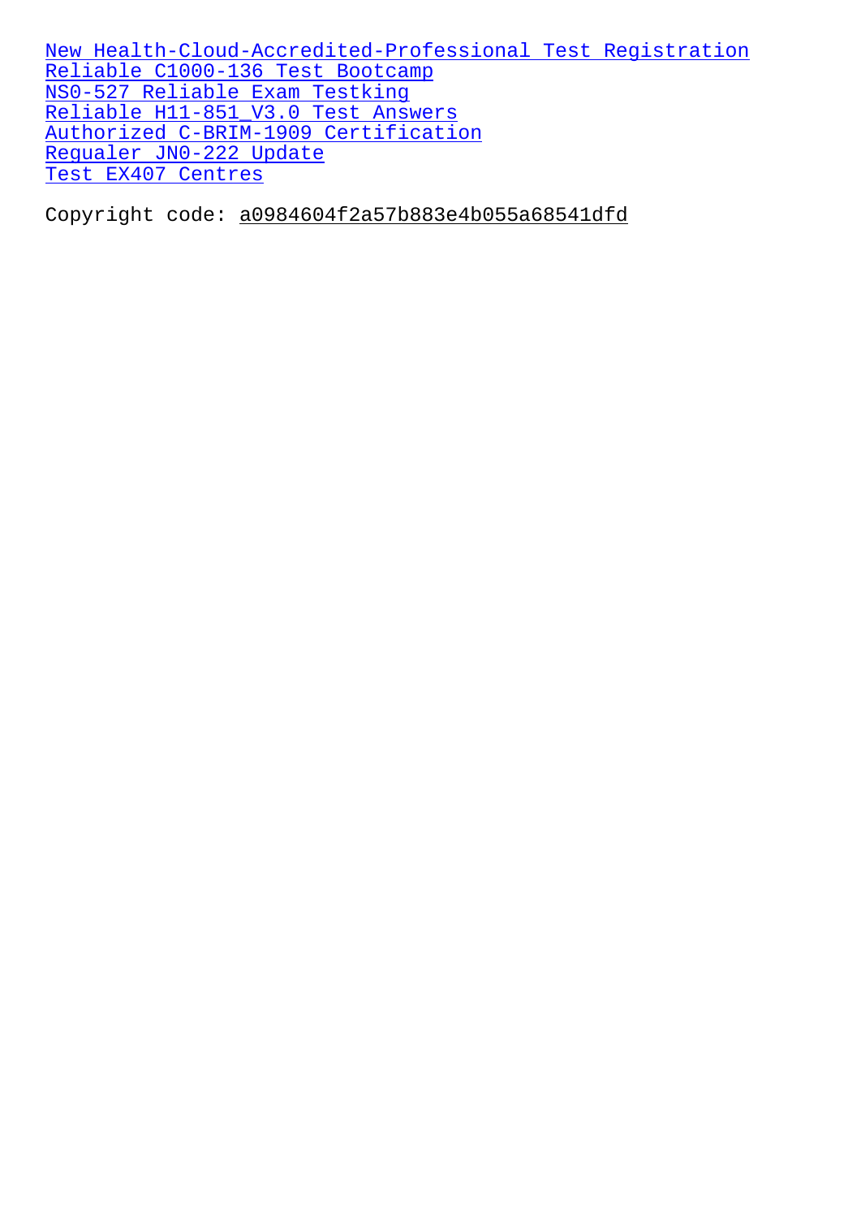New Health-Cloud-Accredited-Professional Test Registration
Reliable C1000-136 Test Bootcamp
NS0-527 Reliable Exam Testking
Reliable H11-851_V3.0 Test Answers
Authorized C-BRIM-1909 Certification
Regualer JN0-222 Update
Test EX407 Centres

Copyright code: a0984604f2a57b883e4b055a68541dfd